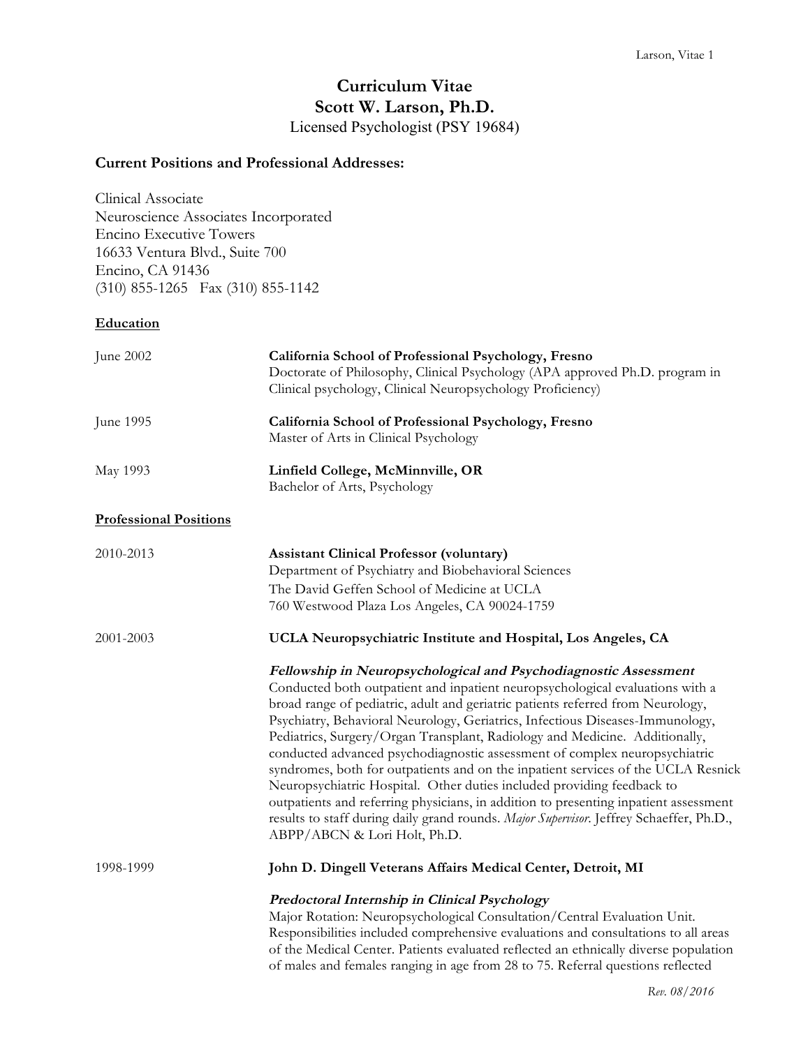# Curriculum Vitae
# Scott W. Larson, Ph.D.
Licensed Psychologist (PSY 19684)

**Current Positions and Professional Addresses:**

Clinical Associate
Neuroscience Associates Incorporated
Encino Executive Towers
16633 Ventura Blvd., Suite 700
Encino, CA 91436
(310) 855-1265   Fax (310) 855-1142

## Education

June 2002 — **California School of Professional Psychology, Fresno**
Doctorate of Philosophy, Clinical Psychology (APA approved Ph.D. program in Clinical psychology, Clinical Neuropsychology Proficiency)

June 1995 — **California School of Professional Psychology, Fresno**
Master of Arts in Clinical Psychology

May 1993 — **Linfield College, McMinnville, OR**
Bachelor of Arts, Psychology

## Professional Positions

2010-2013 — **Assistant Clinical Professor (voluntary)**
Department of Psychiatry and Biobehavioral Sciences
The David Geffen School of Medicine at UCLA
760 Westwood Plaza Los Angeles, CA 90024-1759

2001-2003 — **UCLA Neuropsychiatric Institute and Hospital, Los Angeles, CA**

***Fellowship in Neuropsychological and Psychodiagnostic Assessment***
Conducted both outpatient and inpatient neuropsychological evaluations with a broad range of pediatric, adult and geriatric patients referred from Neurology, Psychiatry, Behavioral Neurology, Geriatrics, Infectious Diseases-Immunology, Pediatrics, Surgery/Organ Transplant, Radiology and Medicine. Additionally, conducted advanced psychodiagnostic assessment of complex neuropsychiatric syndromes, both for outpatients and on the inpatient services of the UCLA Resnick Neuropsychiatric Hospital. Other duties included providing feedback to outpatients and referring physicians, in addition to presenting inpatient assessment results to staff during daily grand rounds. *Major Supervisor.* Jeffrey Schaeffer, Ph.D., ABPP/ABCN & Lori Holt, Ph.D.

1998-1999 — **John D. Dingell Veterans Affairs Medical Center, Detroit, MI**

***Predoctoral Internship in Clinical Psychology***
Major Rotation: Neuropsychological Consultation/Central Evaluation Unit. Responsibilities included comprehensive evaluations and consultations to all areas of the Medical Center. Patients evaluated reflected an ethnically diverse population of males and females ranging in age from 28 to 75. Referral questions reflected

*Rev. 08/2016*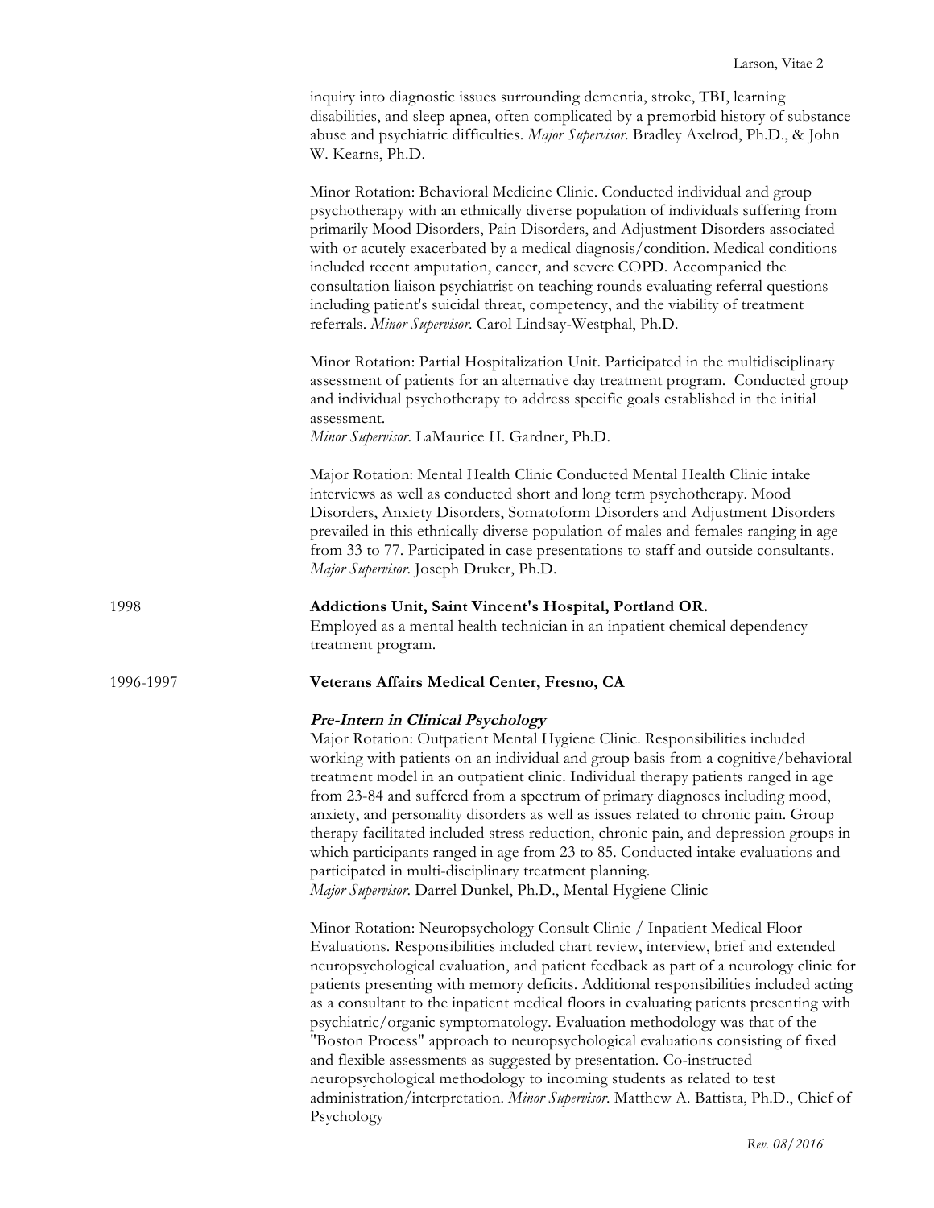inquiry into diagnostic issues surrounding dementia, stroke, TBI, learning disabilities, and sleep apnea, often complicated by a premorbid history of substance abuse and psychiatric difficulties. *Major Supervisor*. Bradley Axelrod, Ph.D., & John W. Kearns, Ph.D.

Minor Rotation: Behavioral Medicine Clinic. Conducted individual and group psychotherapy with an ethnically diverse population of individuals suffering from primarily Mood Disorders, Pain Disorders, and Adjustment Disorders associated with or acutely exacerbated by a medical diagnosis/condition. Medical conditions included recent amputation, cancer, and severe COPD. Accompanied the consultation liaison psychiatrist on teaching rounds evaluating referral questions including patient's suicidal threat, competency, and the viability of treatment referrals. *Minor Supervisor*. Carol Lindsay-Westphal, Ph.D.

Minor Rotation: Partial Hospitalization Unit. Participated in the multidisciplinary assessment of patients for an alternative day treatment program. Conducted group and individual psychotherapy to address specific goals established in the initial assessment.
*Minor Supervisor*. LaMaurice H. Gardner, Ph.D.

Major Rotation: Mental Health Clinic Conducted Mental Health Clinic intake interviews as well as conducted short and long term psychotherapy. Mood Disorders, Anxiety Disorders, Somatoform Disorders and Adjustment Disorders prevailed in this ethnically diverse population of males and females ranging in age from 33 to 77. Participated in case presentations to staff and outside consultants. *Major Supervisor*. Joseph Druker, Ph.D.

1998 **Addictions Unit, Saint Vincent's Hospital, Portland OR.**
Employed as a mental health technician in an inpatient chemical dependency treatment program.

1996-1997 **Veterans Affairs Medical Center, Fresno, CA**

***Pre-Intern in Clinical Psychology***
Major Rotation: Outpatient Mental Hygiene Clinic. Responsibilities included working with patients on an individual and group basis from a cognitive/behavioral treatment model in an outpatient clinic. Individual therapy patients ranged in age from 23-84 and suffered from a spectrum of primary diagnoses including mood, anxiety, and personality disorders as well as issues related to chronic pain. Group therapy facilitated included stress reduction, chronic pain, and depression groups in which participants ranged in age from 23 to 85. Conducted intake evaluations and participated in multi-disciplinary treatment planning.
*Major Supervisor*. Darrel Dunkel, Ph.D., Mental Hygiene Clinic

Minor Rotation: Neuropsychology Consult Clinic / Inpatient Medical Floor Evaluations. Responsibilities included chart review, interview, brief and extended neuropsychological evaluation, and patient feedback as part of a neurology clinic for patients presenting with memory deficits. Additional responsibilities included acting as a consultant to the inpatient medical floors in evaluating patients presenting with psychiatric/organic symptomatology. Evaluation methodology was that of the "Boston Process" approach to neuropsychological evaluations consisting of fixed and flexible assessments as suggested by presentation. Co-instructed neuropsychological methodology to incoming students as related to test administration/interpretation. *Minor Supervisor*. Matthew A. Battista, Ph.D., Chief of Psychology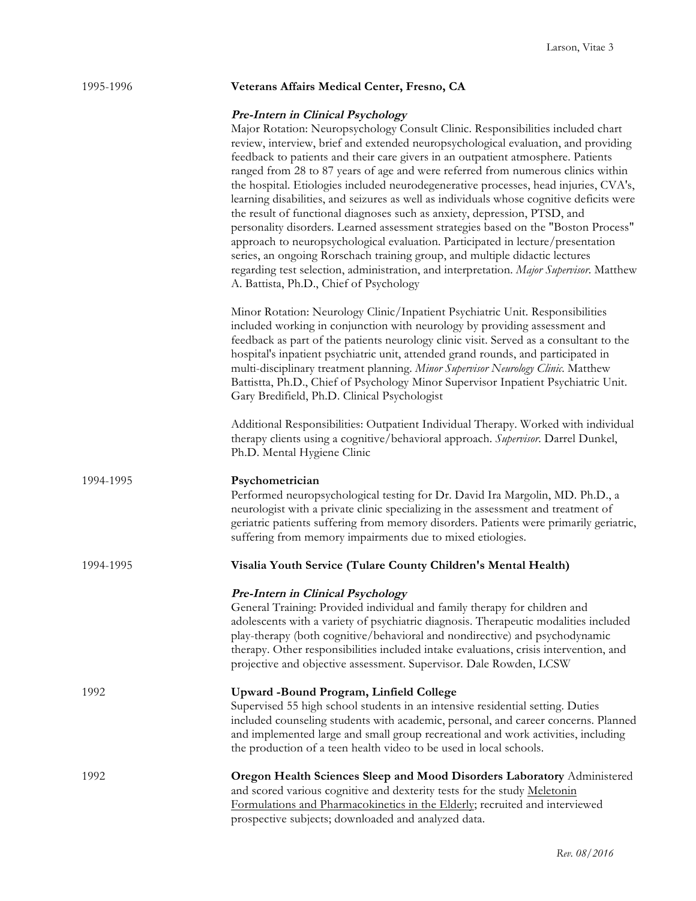1995-1996 **Veterans Affairs Medical Center, Fresno, CA**

***Pre-Intern in Clinical Psychology***
Major Rotation: Neuropsychology Consult Clinic. Responsibilities included chart review, interview, brief and extended neuropsychological evaluation, and providing feedback to patients and their care givers in an outpatient atmosphere. Patients ranged from 28 to 87 years of age and were referred from numerous clinics within the hospital. Etiologies included neurodegenerative processes, head injuries, CVA's, learning disabilities, and seizures as well as individuals whose cognitive deficits were the result of functional diagnoses such as anxiety, depression, PTSD, and personality disorders. Learned assessment strategies based on the "Boston Process" approach to neuropsychological evaluation. Participated in lecture/presentation series, an ongoing Rorschach training group, and multiple didactic lectures regarding test selection, administration, and interpretation. *Major Supervisor*. Matthew A. Battista, Ph.D., Chief of Psychology

Minor Rotation: Neurology Clinic/Inpatient Psychiatric Unit. Responsibilities included working in conjunction with neurology by providing assessment and feedback as part of the patients neurology clinic visit. Served as a consultant to the hospital's inpatient psychiatric unit, attended grand rounds, and participated in multi-disciplinary treatment planning. *Minor Supervisor Neurology Clinic*. Matthew Battistta, Ph.D., Chief of Psychology Minor Supervisor Inpatient Psychiatric Unit. Gary Bredifield, Ph.D. Clinical Psychologist

Additional Responsibilities: Outpatient Individual Therapy. Worked with individual therapy clients using a cognitive/behavioral approach. *Supervisor*. Darrel Dunkel, Ph.D. Mental Hygiene Clinic

1994-1995 **Psychometrician**
Performed neuropsychological testing for Dr. David Ira Margolin, MD. Ph.D., a neurologist with a private clinic specializing in the assessment and treatment of geriatric patients suffering from memory disorders. Patients were primarily geriatric, suffering from memory impairments due to mixed etiologies.

1994-1995 **Visalia Youth Service (Tulare County Children's Mental Health)**

***Pre-Intern in Clinical Psychology***
General Training: Provided individual and family therapy for children and adolescents with a variety of psychiatric diagnosis. Therapeutic modalities included play-therapy (both cognitive/behavioral and nondirective) and psychodynamic therapy. Other responsibilities included intake evaluations, crisis intervention, and projective and objective assessment. Supervisor. Dale Rowden, LCSW

1992 **Upward -Bound Program, Linfield College**
Supervised 55 high school students in an intensive residential setting. Duties included counseling students with academic, personal, and career concerns. Planned and implemented large and small group recreational and work activities, including the production of a teen health video to be used in local schools.

1992 **Oregon Health Sciences Sleep and Mood Disorders Laboratory** Administered and scored various cognitive and dexterity tests for the study Meletonin Formulations and Pharmacokinetics in the Elderly; recruited and interviewed prospective subjects; downloaded and analyzed data.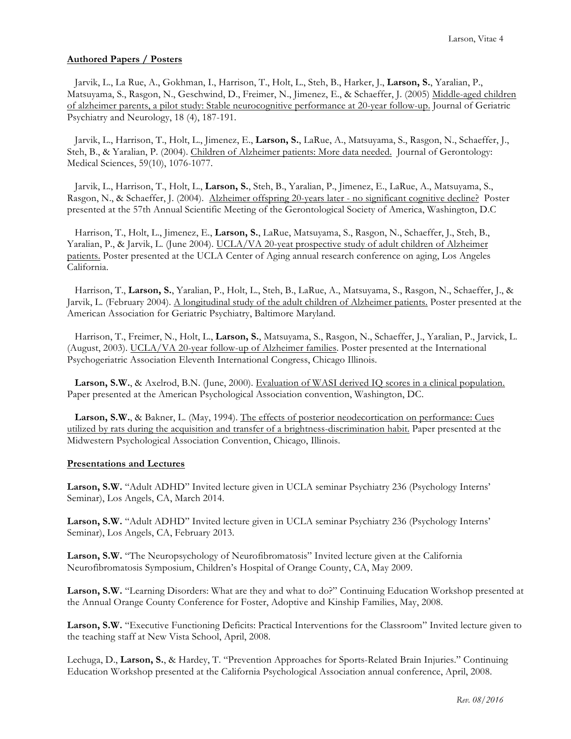**Authored Papers / Posters**

Jarvik, L., La Rue, A., Gokhman, I., Harrison, T., Holt, L., Steh, B., Harker, J., **Larson, S.**, Yaralian, P., Matsuyama, S., Rasgon, N., Geschwind, D., Freimer, N., Jimenez, E., & Schaeffer, J. (2005) Middle-aged children of alzheimer parents, a pilot study: Stable neurocognitive performance at 20-year follow-up. Journal of Geriatric Psychiatry and Neurology, 18 (4), 187-191.

Jarvik, L., Harrison, T., Holt, L., Jimenez, E., **Larson, S.**, LaRue, A., Matsuyama, S., Rasgon, N., Schaeffer, J., Steh, B., & Yaralian, P. (2004). Children of Alzheimer patients: More data needed. Journal of Gerontology: Medical Sciences, 59(10), 1076-1077.

Jarvik, L., Harrison, T., Holt, L., **Larson, S.**, Steh, B., Yaralian, P., Jimenez, E., LaRue, A., Matsuyama, S., Rasgon, N., & Schaeffer, J. (2004). Alzheimer offspring 20-years later - no significant cognitive decline? Poster presented at the 57th Annual Scientific Meeting of the Gerontological Society of America, Washington, D.C

Harrison, T., Holt, L., Jimenez, E., **Larson, S.**, LaRue, Matsuyama, S., Rasgon, N., Schaeffer, J., Steh, B., Yaralian, P., & Jarvik, L. (June 2004). UCLA/VA 20-yeat prospective study of adult children of Alzheimer patients. Poster presented at the UCLA Center of Aging annual research conference on aging, Los Angeles California.

Harrison, T., **Larson, S.**, Yaralian, P., Holt, L., Steh, B., LaRue, A., Matsuyama, S., Rasgon, N., Schaeffer, J., & Jarvik, L. (February 2004). A longitudinal study of the adult children of Alzheimer patients. Poster presented at the American Association for Geriatric Psychiatry, Baltimore Maryland.

Harrison, T., Freimer, N., Holt, L., **Larson, S.**, Matsuyama, S., Rasgon, N., Schaeffer, J., Yaralian, P., Jarvick, L. (August, 2003). UCLA/VA 20-year follow-up of Alzheimer families. Poster presented at the International Psychogeriatric Association Eleventh International Congress, Chicago Illinois.

**Larson, S.W.**, & Axelrod, B.N. (June, 2000). Evaluation of WASI derived IQ scores in a clinical population. Paper presented at the American Psychological Association convention, Washington, DC.

**Larson, S.W.**, & Bakner, L. (May, 1994). The effects of posterior neodecortication on performance: Cues utilized by rats during the acquisition and transfer of a brightness-discrimination habit. Paper presented at the Midwestern Psychological Association Convention, Chicago, Illinois.

**Presentations and Lectures**

**Larson, S.W.** "Adult ADHD" Invited lecture given in UCLA seminar Psychiatry 236 (Psychology Interns' Seminar), Los Angels, CA, March 2014.

**Larson, S.W.** "Adult ADHD" Invited lecture given in UCLA seminar Psychiatry 236 (Psychology Interns' Seminar), Los Angels, CA, February 2013.

**Larson, S.W.** "The Neuropsychology of Neurofibromatosis" Invited lecture given at the California Neurofibromatosis Symposium, Children's Hospital of Orange County, CA, May 2009.

**Larson, S.W.** "Learning Disorders: What are they and what to do?" Continuing Education Workshop presented at the Annual Orange County Conference for Foster, Adoptive and Kinship Families, May, 2008.

**Larson, S.W.** "Executive Functioning Deficits: Practical Interventions for the Classroom" Invited lecture given to the teaching staff at New Vista School, April, 2008.

Lechuga, D., **Larson, S.**, & Hardey, T. "Prevention Approaches for Sports-Related Brain Injuries." Continuing Education Workshop presented at the California Psychological Association annual conference, April, 2008.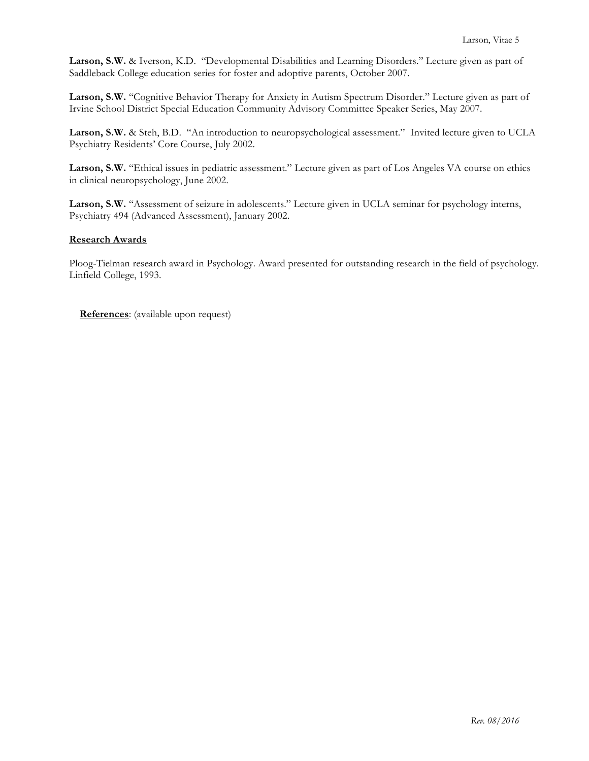**Larson, S.W.** & Iverson, K.D. "Developmental Disabilities and Learning Disorders." Lecture given as part of Saddleback College education series for foster and adoptive parents, October 2007.

**Larson, S.W.** "Cognitive Behavior Therapy for Anxiety in Autism Spectrum Disorder." Lecture given as part of Irvine School District Special Education Community Advisory Committee Speaker Series, May 2007.

**Larson, S.W.** & Steh, B.D. "An introduction to neuropsychological assessment." Invited lecture given to UCLA Psychiatry Residents' Core Course, July 2002.

**Larson, S.W.** "Ethical issues in pediatric assessment." Lecture given as part of Los Angeles VA course on ethics in clinical neuropsychology, June 2002.

**Larson, S.W.** "Assessment of seizure in adolescents." Lecture given in UCLA seminar for psychology interns, Psychiatry 494 (Advanced Assessment), January 2002.

## Research Awards

Ploog-Tielman research award in Psychology. Award presented for outstanding research in the field of psychology. Linfield College, 1993.

**References**: (available upon request)

*Rev. 08/2016*